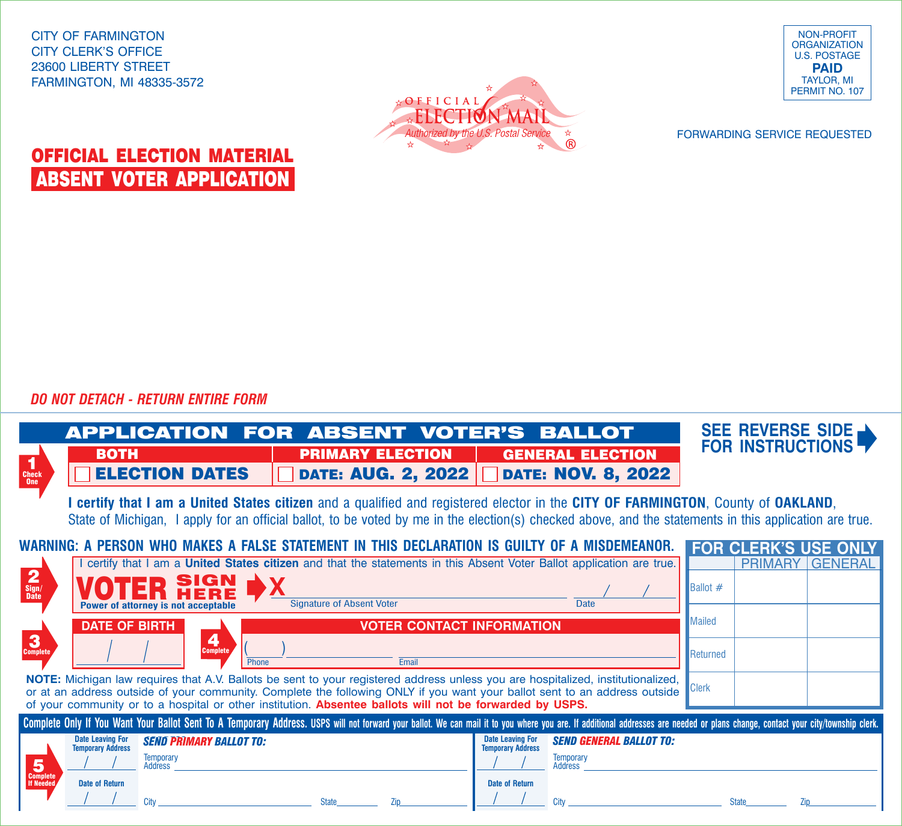CITY OF FARMINGTON
CITY CLERK'S OFFICE
23600 LIBERTY STREET
FARMINGTON, MI 48335-3572

OFFICIAL ELECTION MAIL
Authorized by the U.S. Postal Service ®

NON-PROFIT ORGANIZATION
U.S. POSTAGE
**PAID**
TAYLOR, MI
PERMIT NO. 107

FORWARDING SERVICE REQUESTED

**OFFICIAL ELECTION MATERIAL**
**ABSENT VOTER APPLICATION**

*DO NOT DETACH - RETURN ENTIRE FORM*

## APPLICATION FOR ABSENT VOTER'S BALLOT

**SEE REVERSE SIDE FOR INSTRUCTIONS**

**1 Check One**

| BOTH | PRIMARY ELECTION | GENERAL ELECTION |
|---|---|---|
| ☐ ELECTION DATES | ☐ DATE: AUG. 2, 2022 | ☐ DATE: NOV. 8, 2022 |

**I certify that I am a United States citizen** and a qualified and registered elector in the **CITY OF FARMINGTON**, County of **OAKLAND**, State of Michigan, I apply for an official ballot, to be voted by me in the election(s) checked above, and the statements in this application are true.

**WARNING: A PERSON WHO MAKES A FALSE STATEMENT IN THIS DECLARATION IS GUILTY OF A MISDEMEANOR.**

**2 Sign/Date**

I certify that I am a **United States citizen** and that the statements in this Absent Voter Ballot application are true.

**VOTER SIGN HERE** X ______________________ Signature of Absent Voter ___/___/___ Date

**Power of attorney is not acceptable**

**3 Complete** — **DATE OF BIRTH** ___/___/___

**4 Complete** — **VOTER CONTACT INFORMATION**

(____)__________ Phone ______________________ Email

| FOR CLERK'S USE ONLY | PRIMARY | GENERAL |
|---|---|---|
| Ballot # | | |
| Mailed | | |
| Returned | | |
| Clerk | | |

**NOTE:** Michigan law requires that A.V. Ballots be sent to your registered address unless you are hospitalized, institutionalized, or at an address outside of your community. Complete the following ONLY if you want your ballot sent to an address outside of your community or to a hospital or other institution. **Absentee ballots will not be forwarded by USPS.**

**Complete Only If You Want Your Ballot Sent To A Temporary Address.** USPS will not forward your ballot. We can mail it to you where you are. If additional addresses are needed or plans change, contact your city/township clerk.

**5 Complete If Needed**

| Date Leaving For Temporary Address | *SEND PRIMARY BALLOT TO:* | Date Leaving For Temporary Address | *SEND GENERAL BALLOT TO:* |
|---|---|---|---|
| ___/___/___ | Temporary Address ______________________ | ___/___/___ | Temporary Address ______________________ |
| Date of Return ___/___/___ | City ________ State ________ Zip ________ | Date of Return ___/___/___ | City ________ State ________ Zip ________ |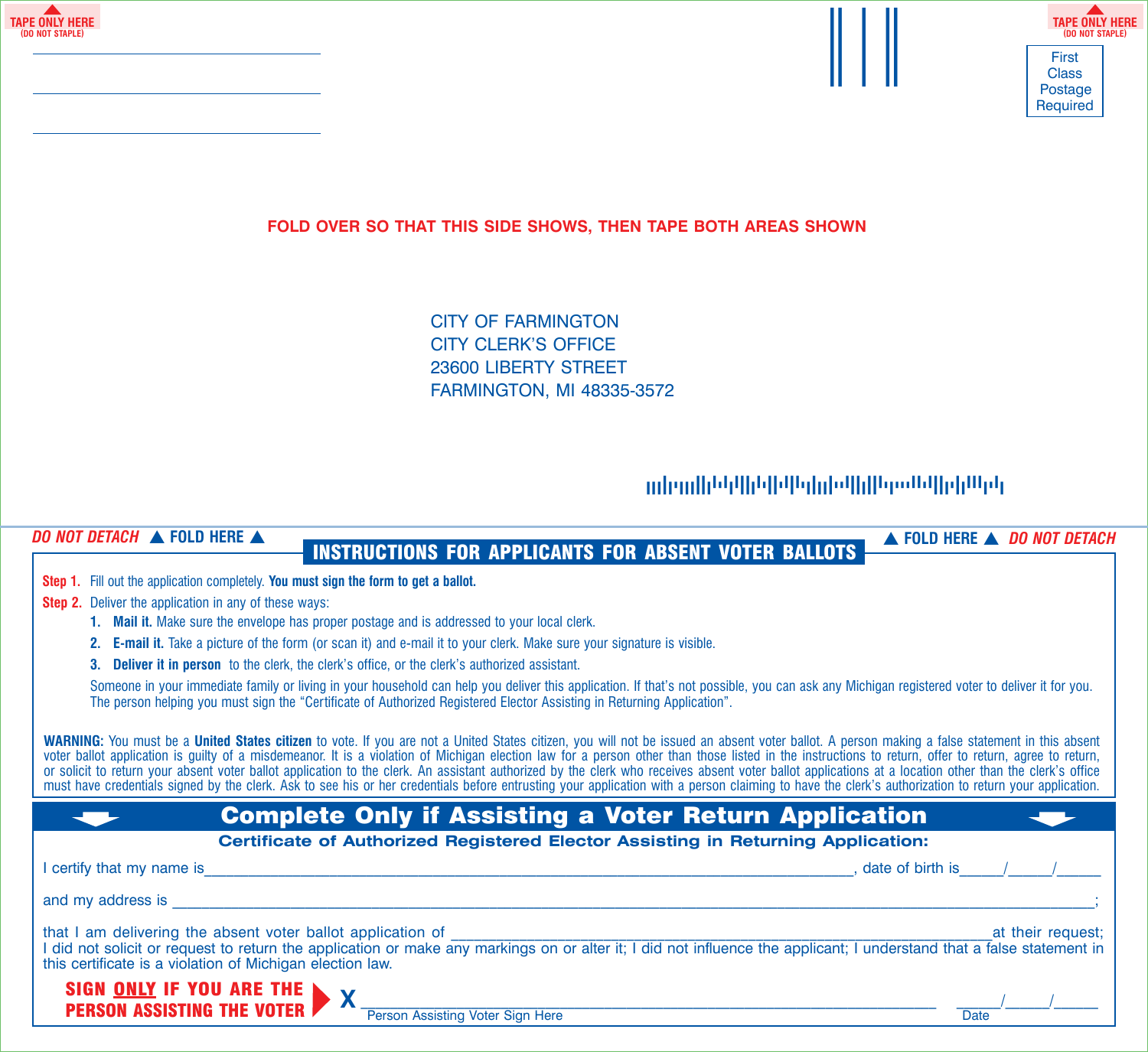TAPE ONLY HERE
(DO NOT STAPLE)

TAPE ONLY HERE
(DO NOT STAPLE)

First Class Postage Required

**FOLD OVER SO THAT THIS SIDE SHOWS, THEN TAPE BOTH AREAS SHOWN**

CITY OF FARMINGTON
CITY CLERK'S OFFICE
23600 LIBERTY STREET
FARMINGTON, MI 48335-3572

*DO NOT DETACH* ▲ FOLD HERE ▲ ▲ FOLD HERE ▲ *DO NOT DETACH*

## INSTRUCTIONS FOR APPLICANTS FOR ABSENT VOTER BALLOTS

**Step 1.** Fill out the application completely. **You must sign the form to get a ballot.**

**Step 2.** Deliver the application in any of these ways:

1. **Mail it.** Make sure the envelope has proper postage and is addressed to your local clerk.
2. **E-mail it.** Take a picture of the form (or scan it) and e-mail it to your clerk. Make sure your signature is visible.
3. **Deliver it in person** to the clerk, the clerk's office, or the clerk's authorized assistant.

Someone in your immediate family or living in your household can help you deliver this application. If that's not possible, you can ask any Michigan registered voter to deliver it for you. The person helping you must sign the "Certificate of Authorized Registered Elector Assisting in Returning Application".

**WARNING:** You must be a **United States citizen** to vote. If you are not a United States citizen, you will not be issued an absent voter ballot. A person making a false statement in this absent voter ballot application is guilty of a misdemeanor. It is a violation of Michigan election law for a person other than those listed in the instructions to return, offer to return, agree to return, or solicit to return your absent voter ballot application to the clerk. An assistant authorized by the clerk who receives absent voter ballot applications at a location other than the clerk's office must have credentials signed by the clerk. Ask to see his or her credentials before entrusting your application with a person claiming to have the clerk's authorization to return your application.

## Complete Only if Assisting a Voter Return Application

### Certificate of Authorized Registered Elector Assisting in Returning Application:

I certify that my name is\_\_\_\_\_\_\_\_\_\_\_\_\_\_\_\_\_\_\_\_\_\_\_\_\_\_\_\_\_\_\_\_\_\_\_\_\_\_\_\_, date of birth is\_\_\_\_\_/\_\_\_\_\_/\_\_\_\_\_

and my address is \_\_\_\_\_\_\_\_\_\_\_\_\_\_\_\_\_\_\_\_\_\_\_\_\_\_\_\_\_\_\_\_\_\_\_\_\_\_\_\_\_\_\_\_\_\_\_\_\_\_;

that I am delivering the absent voter ballot application of \_\_\_\_\_\_\_\_\_\_\_\_\_\_\_\_\_\_\_\_\_\_\_\_\_\_\_\_\_\_\_\_\_\_at their request; I did not solicit or request to return the application or make any markings on or alter it; I did not influence the applicant; I understand that a false statement in this certificate is a violation of Michigan election law.

**SIGN ONLY IF YOU ARE THE PERSON ASSISTING THE VOTER** ▶ X \_\_\_\_\_\_\_\_\_\_\_\_\_\_\_\_\_\_\_\_\_\_\_\_\_\_\_\_\_\_\_\_\_\_\_\_\_\_ \_\_\_\_\_/\_\_\_\_\_/\_\_\_\_\_

Person Assisting Voter Sign Here Date